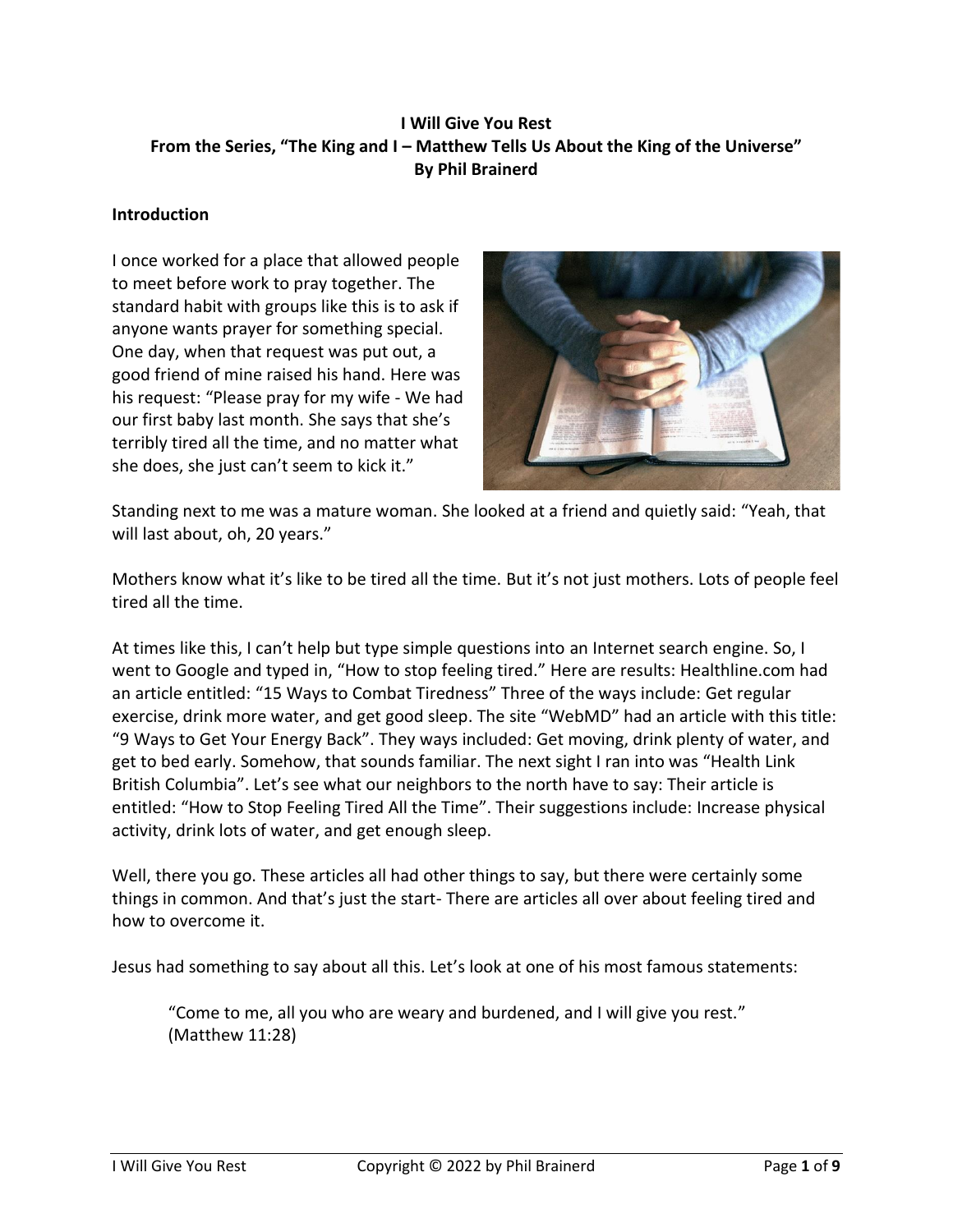**I Will Give You Rest**
**From the Series, "The King and I – Matthew Tells Us About the King of the Universe"**
**By Phil Brainerd**

## Introduction

I once worked for a place that allowed people to meet before work to pray together. The standard habit with groups like this is to ask if anyone wants prayer for something special. One day, when that request was put out, a good friend of mine raised his hand. Here was his request: "Please pray for my wife - We had our first baby last month. She says that she's terribly tired all the time, and no matter what she does, she just can't seem to kick it."

Standing next to me was a mature woman. She looked at a friend and quietly said: "Yeah, that will last about, oh, 20 years."

Mothers know what it's like to be tired all the time. But it's not just mothers. Lots of people feel tired all the time.

At times like this, I can't help but type simple questions into an Internet search engine. So, I went to Google and typed in, "How to stop feeling tired." Here are results: Healthline.com had an article entitled: "15 Ways to Combat Tiredness" Three of the ways include: Get regular exercise, drink more water, and get good sleep. The site "WebMD" had an article with this title: "9 Ways to Get Your Energy Back". They ways included: Get moving, drink plenty of water, and get to bed early. Somehow, that sounds familiar. The next sight I ran into was "Health Link British Columbia". Let's see what our neighbors to the north have to say: Their article is entitled: "How to Stop Feeling Tired All the Time". Their suggestions include: Increase physical activity, drink lots of water, and get enough sleep.

Well, there you go. These articles all had other things to say, but there were certainly some things in common. And that's just the start- There are articles all over about feeling tired and how to overcome it.

Jesus had something to say about all this. Let's look at one of his most famous statements:

> "Come to me, all you who are weary and burdened, and I will give you rest." (Matthew 11:28)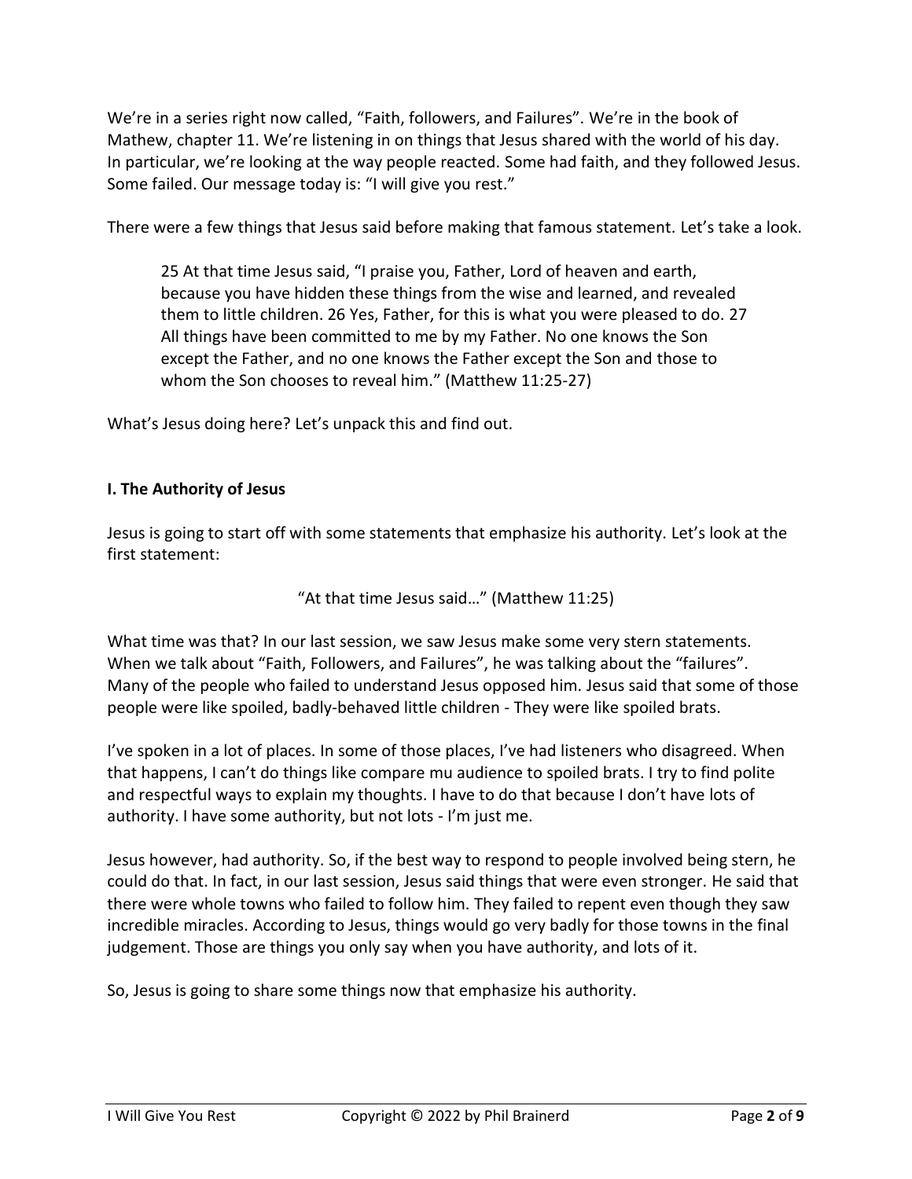We're in a series right now called, "Faith, followers, and Failures". We're in the book of Mathew, chapter 11. We're listening in on things that Jesus shared with the world of his day. In particular, we're looking at the way people reacted. Some had faith, and they followed Jesus. Some failed. Our message today is: "I will give you rest."

There were a few things that Jesus said before making that famous statement. Let's take a look.

> 25 At that time Jesus said, "I praise you, Father, Lord of heaven and earth, because you have hidden these things from the wise and learned, and revealed them to little children. 26 Yes, Father, for this is what you were pleased to do. 27 All things have been committed to me by my Father. No one knows the Son except the Father, and no one knows the Father except the Son and those to whom the Son chooses to reveal him." (Matthew 11:25-27)

What's Jesus doing here? Let's unpack this and find out.

**I. The Authority of Jesus**

Jesus is going to start off with some statements that emphasize his authority. Let's look at the first statement:

"At that time Jesus said…" (Matthew 11:25)

What time was that? In our last session, we saw Jesus make some very stern statements. When we talk about "Faith, Followers, and Failures", he was talking about the "failures". Many of the people who failed to understand Jesus opposed him. Jesus said that some of those people were like spoiled, badly-behaved little children - They were like spoiled brats.

I've spoken in a lot of places. In some of those places, I've had listeners who disagreed. When that happens, I can't do things like compare mu audience to spoiled brats. I try to find polite and respectful ways to explain my thoughts. I have to do that because I don't have lots of authority. I have some authority, but not lots - I'm just me.

Jesus however, had authority. So, if the best way to respond to people involved being stern, he could do that. In fact, in our last session, Jesus said things that were even stronger. He said that there were whole towns who failed to follow him. They failed to repent even though they saw incredible miracles. According to Jesus, things would go very badly for those towns in the final judgement. Those are things you only say when you have authority, and lots of it.

So, Jesus is going to share some things now that emphasize his authority.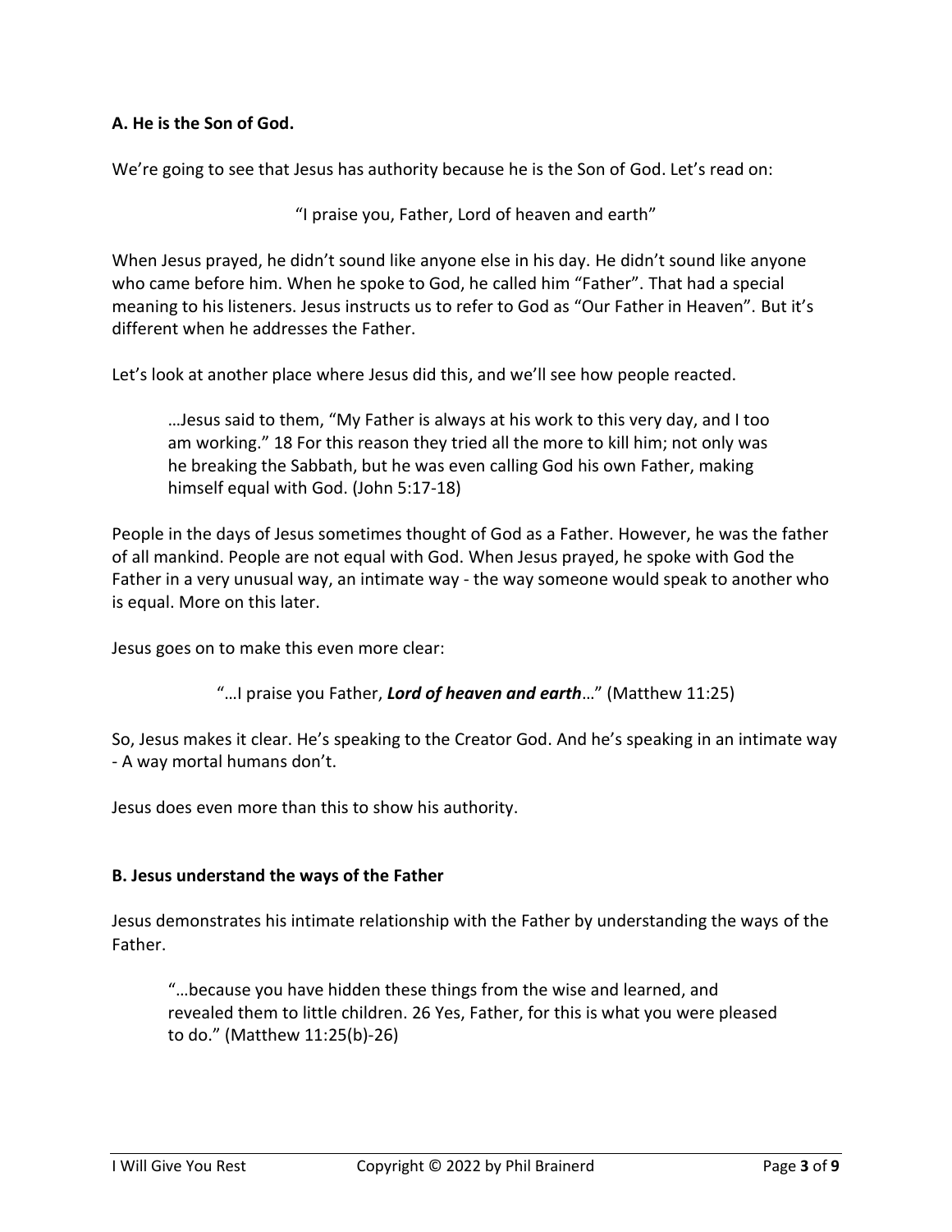**A. He is the Son of God.**

We're going to see that Jesus has authority because he is the Son of God. Let's read on:

"I praise you, Father, Lord of heaven and earth"

When Jesus prayed, he didn't sound like anyone else in his day. He didn't sound like anyone who came before him. When he spoke to God, he called him "Father". That had a special meaning to his listeners. Jesus instructs us to refer to God as "Our Father in Heaven". But it's different when he addresses the Father.

Let's look at another place where Jesus did this, and we'll see how people reacted.

> …Jesus said to them, "My Father is always at his work to this very day, and I too am working." 18 For this reason they tried all the more to kill him; not only was he breaking the Sabbath, but he was even calling God his own Father, making himself equal with God. (John 5:17-18)

People in the days of Jesus sometimes thought of God as a Father. However, he was the father of all mankind. People are not equal with God. When Jesus prayed, he spoke with God the Father in a very unusual way, an intimate way - the way someone would speak to another who is equal. More on this later.

Jesus goes on to make this even more clear:

"…I praise you Father, ***Lord of heaven and earth***…" (Matthew 11:25)

So, Jesus makes it clear. He's speaking to the Creator God. And he's speaking in an intimate way - A way mortal humans don't.

Jesus does even more than this to show his authority.

**B. Jesus understand the ways of the Father**

Jesus demonstrates his intimate relationship with the Father by understanding the ways of the Father.

> "…because you have hidden these things from the wise and learned, and revealed them to little children. 26 Yes, Father, for this is what you were pleased to do." (Matthew 11:25(b)-26)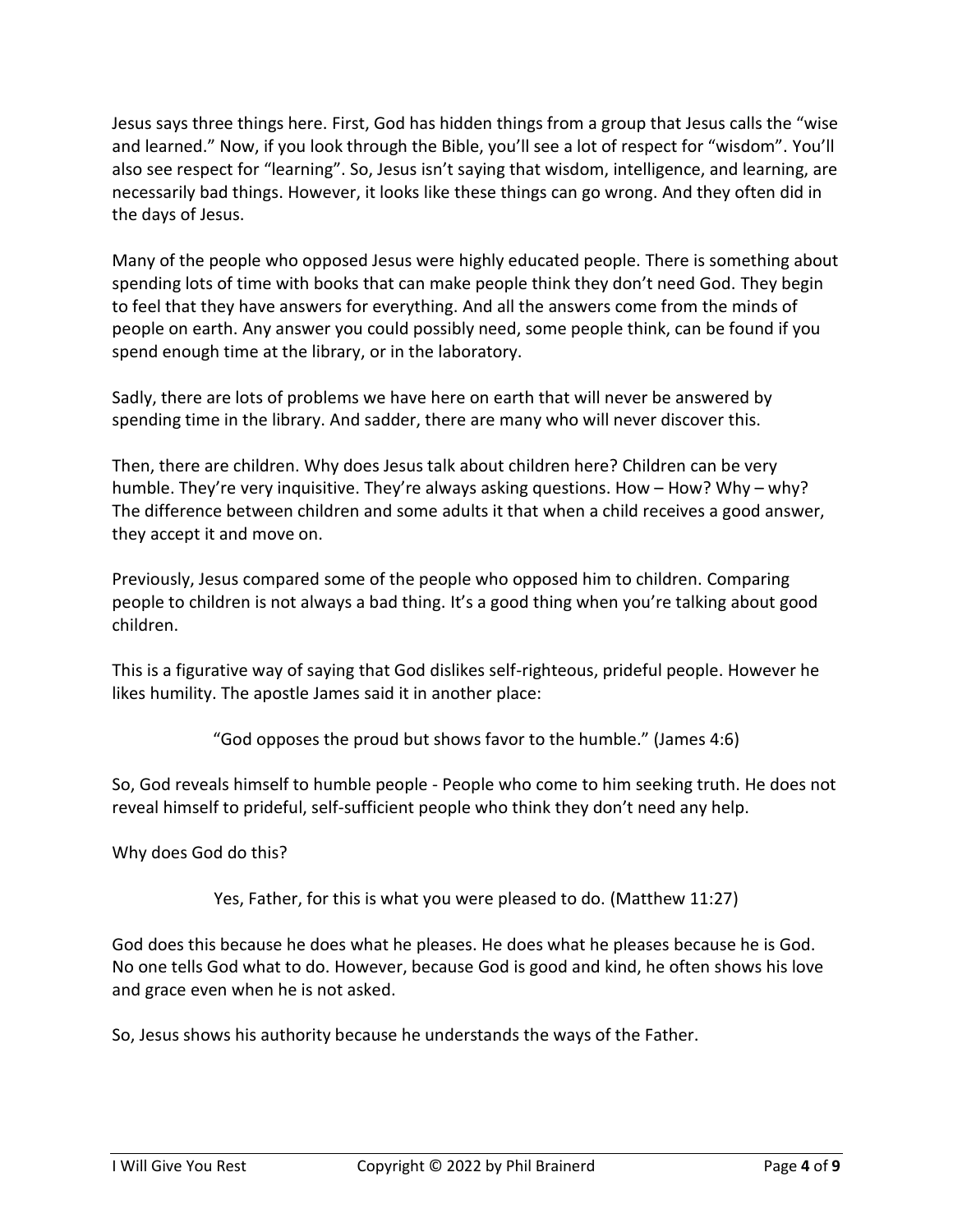Jesus says three things here. First, God has hidden things from a group that Jesus calls the "wise and learned." Now, if you look through the Bible, you'll see a lot of respect for "wisdom". You'll also see respect for "learning". So, Jesus isn't saying that wisdom, intelligence, and learning, are necessarily bad things. However, it looks like these things can go wrong. And they often did in the days of Jesus.

Many of the people who opposed Jesus were highly educated people. There is something about spending lots of time with books that can make people think they don't need God. They begin to feel that they have answers for everything. And all the answers come from the minds of people on earth. Any answer you could possibly need, some people think, can be found if you spend enough time at the library, or in the laboratory.

Sadly, there are lots of problems we have here on earth that will never be answered by spending time in the library. And sadder, there are many who will never discover this.

Then, there are children. Why does Jesus talk about children here? Children can be very humble. They're very inquisitive. They're always asking questions. How – How? Why – why? The difference between children and some adults it that when a child receives a good answer, they accept it and move on.

Previously, Jesus compared some of the people who opposed him to children. Comparing people to children is not always a bad thing. It's a good thing when you're talking about good children.

This is a figurative way of saying that God dislikes self-righteous, prideful people. However he likes humility. The apostle James said it in another place:

> "God opposes the proud but shows favor to the humble." (James 4:6)

So, God reveals himself to humble people - People who come to him seeking truth. He does not reveal himself to prideful, self-sufficient people who think they don't need any help.

Why does God do this?

> Yes, Father, for this is what you were pleased to do. (Matthew 11:27)

God does this because he does what he pleases. He does what he pleases because he is God. No one tells God what to do. However, because God is good and kind, he often shows his love and grace even when he is not asked.

So, Jesus shows his authority because he understands the ways of the Father.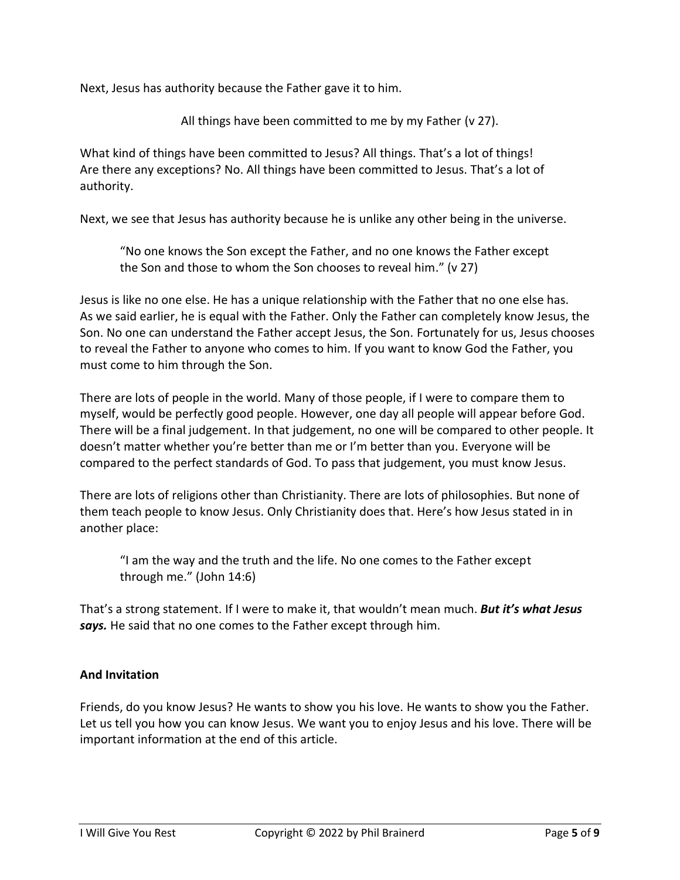Next, Jesus has authority because the Father gave it to him.

All things have been committed to me by my Father (v 27).

What kind of things have been committed to Jesus? All things. That's a lot of things! Are there any exceptions? No. All things have been committed to Jesus. That's a lot of authority.

Next, we see that Jesus has authority because he is unlike any other being in the universe.

> "No one knows the Son except the Father, and no one knows the Father except the Son and those to whom the Son chooses to reveal him." (v 27)

Jesus is like no one else. He has a unique relationship with the Father that no one else has. As we said earlier, he is equal with the Father. Only the Father can completely know Jesus, the Son. No one can understand the Father accept Jesus, the Son. Fortunately for us, Jesus chooses to reveal the Father to anyone who comes to him. If you want to know God the Father, you must come to him through the Son.

There are lots of people in the world. Many of those people, if I were to compare them to myself, would be perfectly good people. However, one day all people will appear before God. There will be a final judgement. In that judgement, no one will be compared to other people. It doesn't matter whether you're better than me or I'm better than you. Everyone will be compared to the perfect standards of God. To pass that judgement, you must know Jesus.

There are lots of religions other than Christianity. There are lots of philosophies. But none of them teach people to know Jesus. Only Christianity does that. Here's how Jesus stated in in another place:

> "I am the way and the truth and the life. No one comes to the Father except through me." (John 14:6)

That's a strong statement. If I were to make it, that wouldn't mean much. ***But it's what Jesus says.*** He said that no one comes to the Father except through him.

**And Invitation**

Friends, do you know Jesus? He wants to show you his love. He wants to show you the Father. Let us tell you how you can know Jesus. We want you to enjoy Jesus and his love. There will be important information at the end of this article.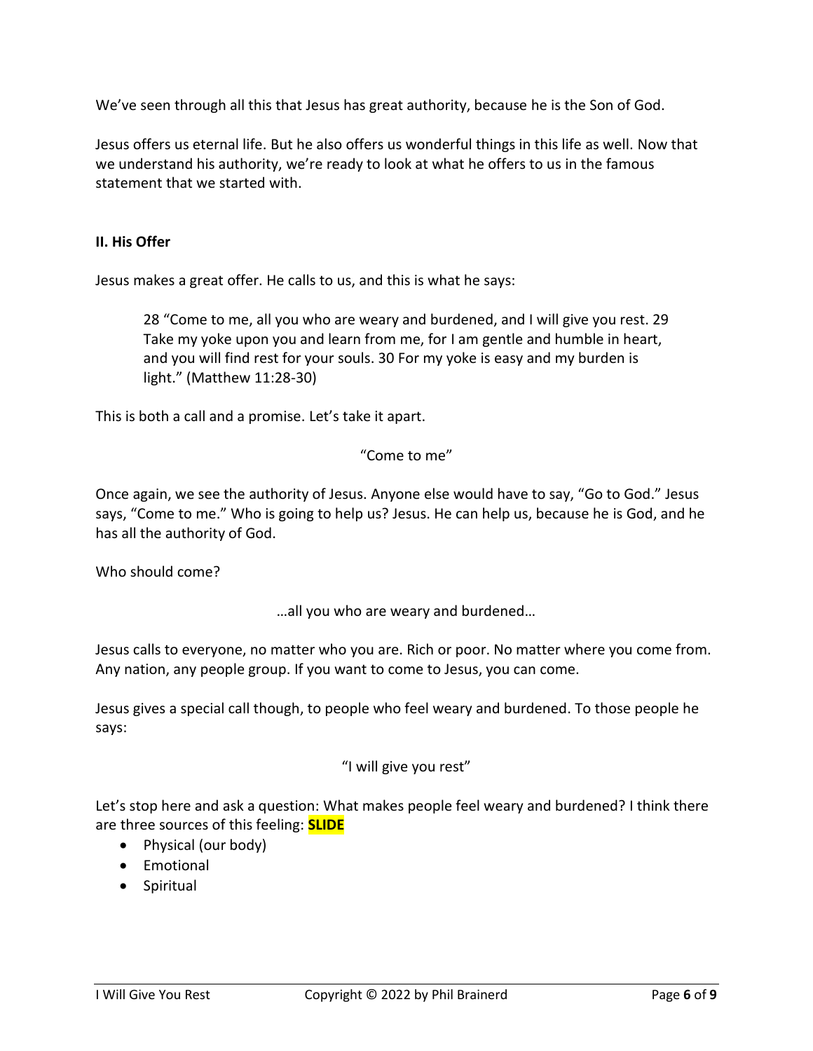We've seen through all this that Jesus has great authority, because he is the Son of God.

Jesus offers us eternal life. But he also offers us wonderful things in this life as well. Now that we understand his authority, we're ready to look at what he offers to us in the famous statement that we started with.

**II. His Offer**

Jesus makes a great offer. He calls to us, and this is what he says:

> 28 "Come to me, all you who are weary and burdened, and I will give you rest. 29 Take my yoke upon you and learn from me, for I am gentle and humble in heart, and you will find rest for your souls. 30 For my yoke is easy and my burden is light." (Matthew 11:28-30)

This is both a call and a promise. Let's take it apart.

"Come to me"

Once again, we see the authority of Jesus. Anyone else would have to say, "Go to God." Jesus says, "Come to me." Who is going to help us? Jesus. He can help us, because he is God, and he has all the authority of God.

Who should come?

…all you who are weary and burdened…

Jesus calls to everyone, no matter who you are. Rich or poor. No matter where you come from. Any nation, any people group. If you want to come to Jesus, you can come.

Jesus gives a special call though, to people who feel weary and burdened. To those people he says:

"I will give you rest"

Let's stop here and ask a question: What makes people feel weary and burdened? I think there are three sources of this feeling: **SLIDE**

- Physical (our body)
- Emotional
- Spiritual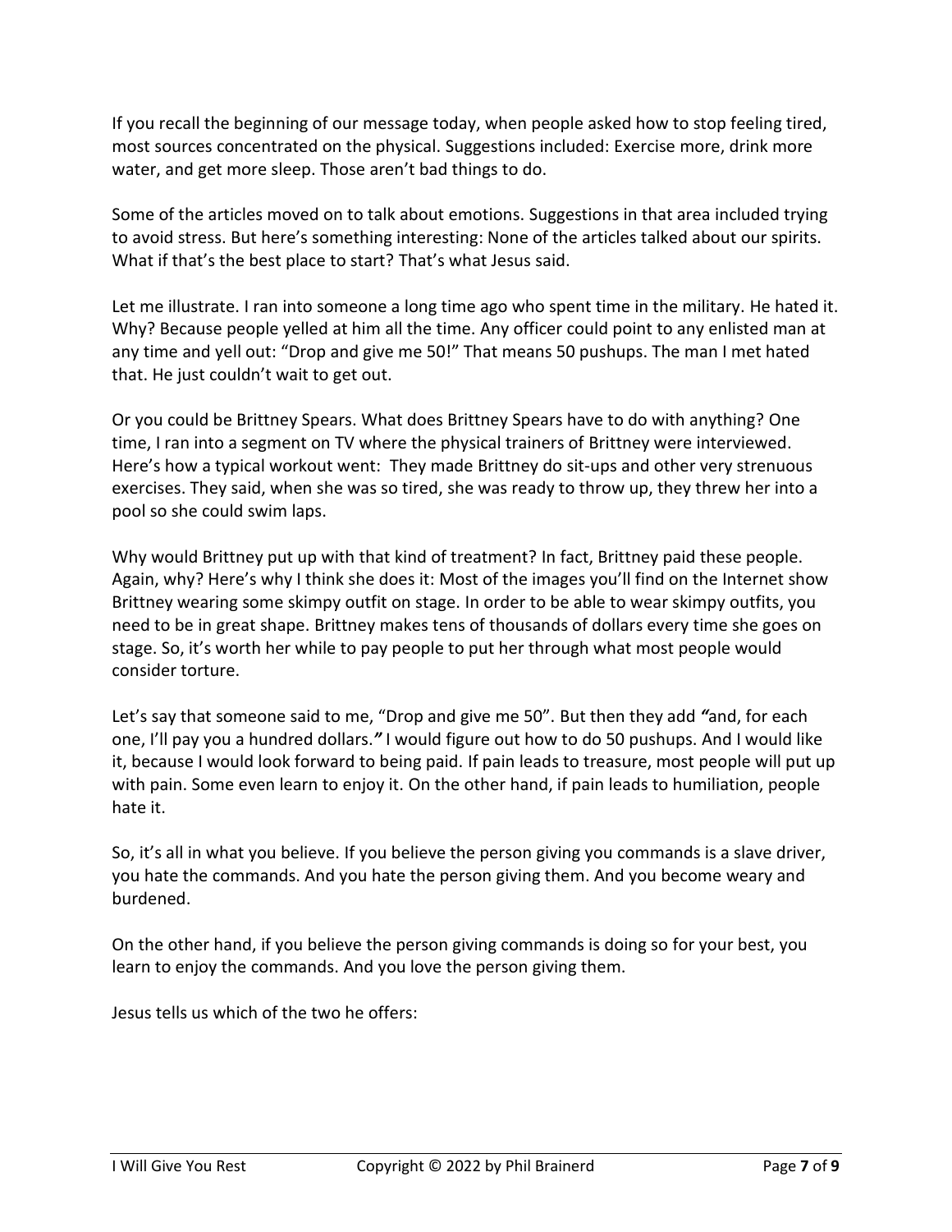If you recall the beginning of our message today, when people asked how to stop feeling tired, most sources concentrated on the physical. Suggestions included: Exercise more, drink more water, and get more sleep. Those aren't bad things to do.

Some of the articles moved on to talk about emotions. Suggestions in that area included trying to avoid stress. But here's something interesting: None of the articles talked about our spirits. What if that's the best place to start? That's what Jesus said.

Let me illustrate. I ran into someone a long time ago who spent time in the military. He hated it. Why? Because people yelled at him all the time. Any officer could point to any enlisted man at any time and yell out: "Drop and give me 50!" That means 50 pushups. The man I met hated that. He just couldn't wait to get out.

Or you could be Brittney Spears. What does Brittney Spears have to do with anything? One time, I ran into a segment on TV where the physical trainers of Brittney were interviewed. Here's how a typical workout went: They made Brittney do sit-ups and other very strenuous exercises. They said, when she was so tired, she was ready to throw up, they threw her into a pool so she could swim laps.

Why would Brittney put up with that kind of treatment? In fact, Brittney paid these people. Again, why? Here's why I think she does it: Most of the images you'll find on the Internet show Brittney wearing some skimpy outfit on stage. In order to be able to wear skimpy outfits, you need to be in great shape. Brittney makes tens of thousands of dollars every time she goes on stage. So, it's worth her while to pay people to put her through what most people would consider torture.

Let's say that someone said to me, "Drop and give me 50". But then they add *"*and, for each one, I'll pay you a hundred dollars.*"* I would figure out how to do 50 pushups. And I would like it, because I would look forward to being paid. If pain leads to treasure, most people will put up with pain. Some even learn to enjoy it. On the other hand, if pain leads to humiliation, people hate it.

So, it's all in what you believe. If you believe the person giving you commands is a slave driver, you hate the commands. And you hate the person giving them. And you become weary and burdened.

On the other hand, if you believe the person giving commands is doing so for your best, you learn to enjoy the commands. And you love the person giving them.

Jesus tells us which of the two he offers: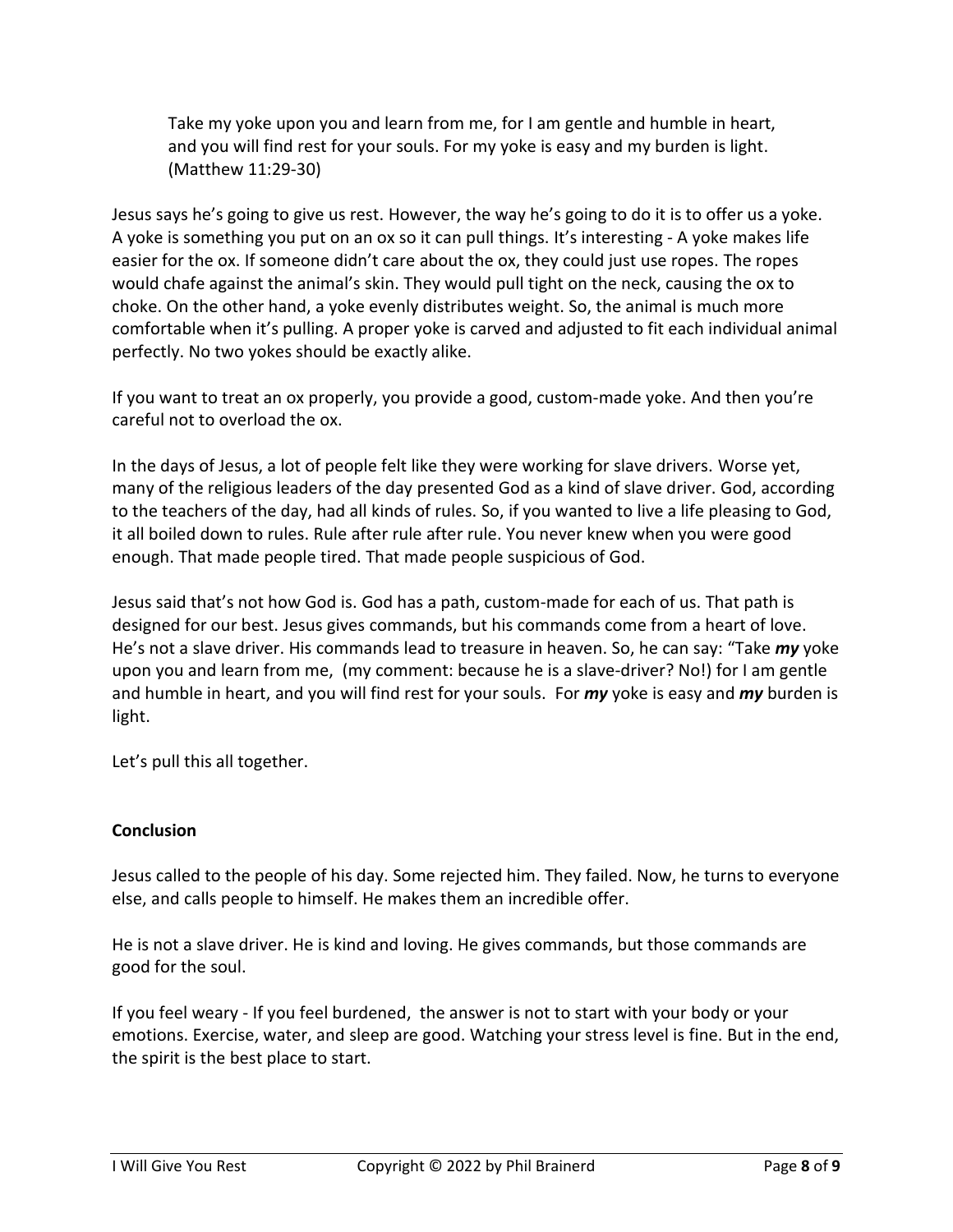> Take my yoke upon you and learn from me, for I am gentle and humble in heart, and you will find rest for your souls. For my yoke is easy and my burden is light. (Matthew 11:29-30)

Jesus says he's going to give us rest. However, the way he's going to do it is to offer us a yoke. A yoke is something you put on an ox so it can pull things. It's interesting - A yoke makes life easier for the ox. If someone didn't care about the ox, they could just use ropes. The ropes would chafe against the animal's skin. They would pull tight on the neck, causing the ox to choke. On the other hand, a yoke evenly distributes weight. So, the animal is much more comfortable when it's pulling. A proper yoke is carved and adjusted to fit each individual animal perfectly. No two yokes should be exactly alike.

If you want to treat an ox properly, you provide a good, custom-made yoke. And then you're careful not to overload the ox.

In the days of Jesus, a lot of people felt like they were working for slave drivers. Worse yet, many of the religious leaders of the day presented God as a kind of slave driver. God, according to the teachers of the day, had all kinds of rules. So, if you wanted to live a life pleasing to God, it all boiled down to rules. Rule after rule after rule. You never knew when you were good enough. That made people tired. That made people suspicious of God.

Jesus said that's not how God is. God has a path, custom-made for each of us. That path is designed for our best. Jesus gives commands, but his commands come from a heart of love. He's not a slave driver. His commands lead to treasure in heaven. So, he can say: "Take ***my*** yoke upon you and learn from me, (my comment: because he is a slave-driver? No!) for I am gentle and humble in heart, and you will find rest for your souls. For ***my*** yoke is easy and ***my*** burden is light.

Let's pull this all together.

**Conclusion**

Jesus called to the people of his day. Some rejected him. They failed. Now, he turns to everyone else, and calls people to himself. He makes them an incredible offer.

He is not a slave driver. He is kind and loving. He gives commands, but those commands are good for the soul.

If you feel weary - If you feel burdened, the answer is not to start with your body or your emotions. Exercise, water, and sleep are good. Watching your stress level is fine. But in the end, the spirit is the best place to start.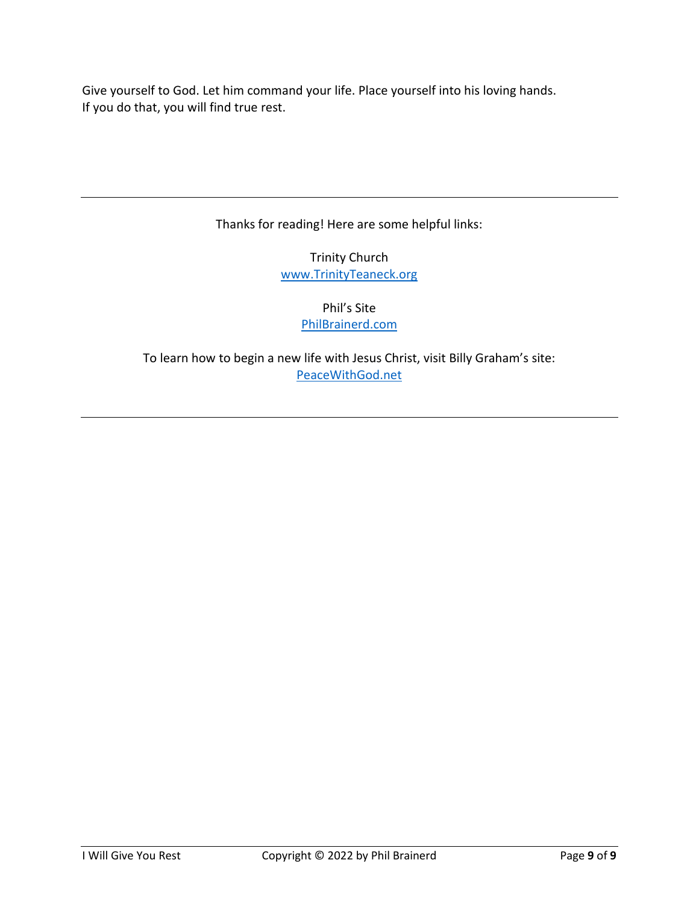Give yourself to God. Let him command your life. Place yourself into his loving hands. If you do that, you will find true rest.

---

Thanks for reading! Here are some helpful links:

Trinity Church
[www.TrinityTeaneck.org](http://www.TrinityTeaneck.org)

Phil's Site
[PhilBrainerd.com](http://PhilBrainerd.com)

To learn how to begin a new life with Jesus Christ, visit Billy Graham's site:
[PeaceWithGod.net](http://PeaceWithGod.net)

---